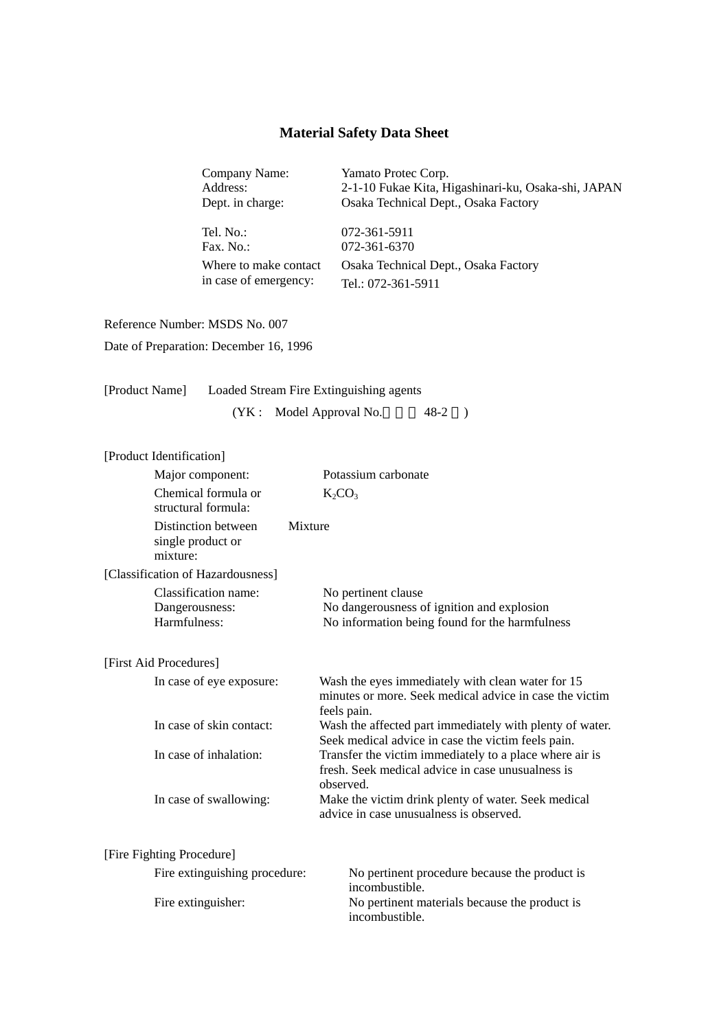# Material Safety Data Sheet

| | |
|---|---|
| Company Name: | Yamato Protec Corp. |
| Address: | 2-1-10 Fukae Kita, Higashinari-ku, Osaka-shi, JAPAN |
| Dept. in charge: | Osaka Technical Dept., Osaka Factory |
| Tel. No.: | 072-361-5911 |
| Fax. No.: | 072-361-6370 |
| Where to make contact in case of emergency: | Osaka Technical Dept., Osaka Factory<br>Tel.: 072-361-5911 |

Reference Number: MSDS No. 007

Date of Preparation: December 16, 1996

[Product Name] Loaded Stream Fire Extinguishing agents

(YK : Model Approval No. 48-2 )

[Product Identification]

- Major component: Potassium carbonate
- Chemical formula or structural formula: $K_2CO_3$
- Distinction between single product or mixture: Mixture

[Classification of Hazardousness]

- Classification name: No pertinent clause
- Dangerousness: No dangerousness of ignition and explosion
- Harmfulness: No information being found for the harmfulness

[First Aid Procedures]

- In case of eye exposure: Wash the eyes immediately with clean water for 15 minutes or more. Seek medical advice in case the victim feels pain.
- In case of skin contact: Wash the affected part immediately with plenty of water. Seek medical advice in case the victim feels pain.
- In case of inhalation: Transfer the victim immediately to a place where air is fresh. Seek medical advice in case unusualness is observed.
- In case of swallowing: Make the victim drink plenty of water. Seek medical advice in case unusualness is observed.

[Fire Fighting Procedure]

- Fire extinguishing procedure: No pertinent procedure because the product is incombustible.
- Fire extinguisher: No pertinent materials because the product is incombustible.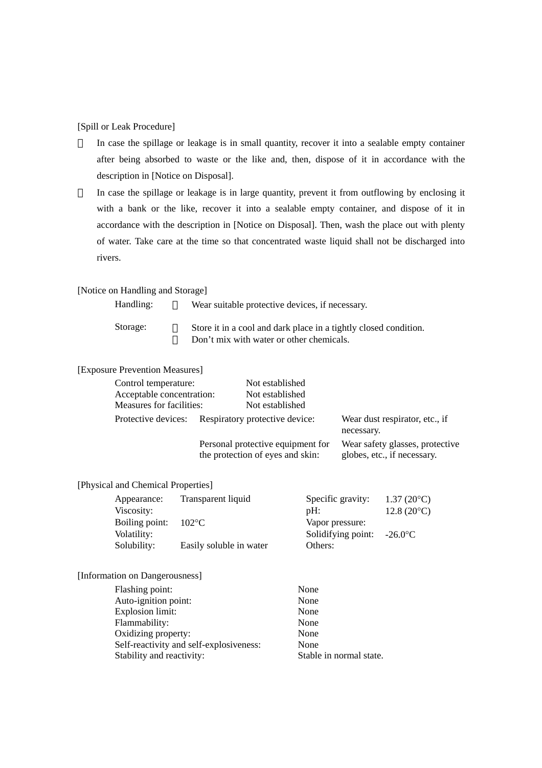[Spill or Leak Procedure]

- In case the spillage or leakage is in small quantity, recover it into a sealable empty container after being absorbed to waste or the like and, then, dispose of it in accordance with the description in [Notice on Disposal].
- In case the spillage or leakage is in large quantity, prevent it from outflowing by enclosing it with a bank or the like, recover it into a sealable empty container, and dispose of it in accordance with the description in [Notice on Disposal]. Then, wash the place out with plenty of water. Take care at the time so that concentrated waste liquid shall not be discharged into rivers.

[Notice on Handling and Storage]

Handling:
- Wear suitable protective devices, if necessary.

Storage:
- Store it in a cool and dark place in a tightly closed condition.
- Don't mix with water or other chemicals.

[Exposure Prevention Measures]

| | | |
|---|---|---|
| Control temperature: | Not established | |
| Acceptable concentration: | Not established | |
| Measures for facilities: | Not established | |
| Protective devices: | Respiratory protective device: | Wear dust respirator, etc., if necessary. |
| | Personal protective equipment for the protection of eyes and skin: | Wear safety glasses, protective globes, etc., if necessary. |

[Physical and Chemical Properties]

| | | | |
|---|---|---|---|
| Appearance: | Transparent liquid | Specific gravity: | 1.37 (20°C) |
| Viscosity: | | pH: | 12.8 (20°C) |
| Boiling point: | 102°C | Vapor pressure: | |
| Volatility: | | Solidifying point: | -26.0°C |
| Solubility: | Easily soluble in water | Others: | |

[Information on Dangerousness]

| | |
|---|---|
| Flashing point: | None |
| Auto-ignition point: | None |
| Explosion limit: | None |
| Flammability: | None |
| Oxidizing property: | None |
| Self-reactivity and self-explosiveness: | None |
| Stability and reactivity: | Stable in normal state. |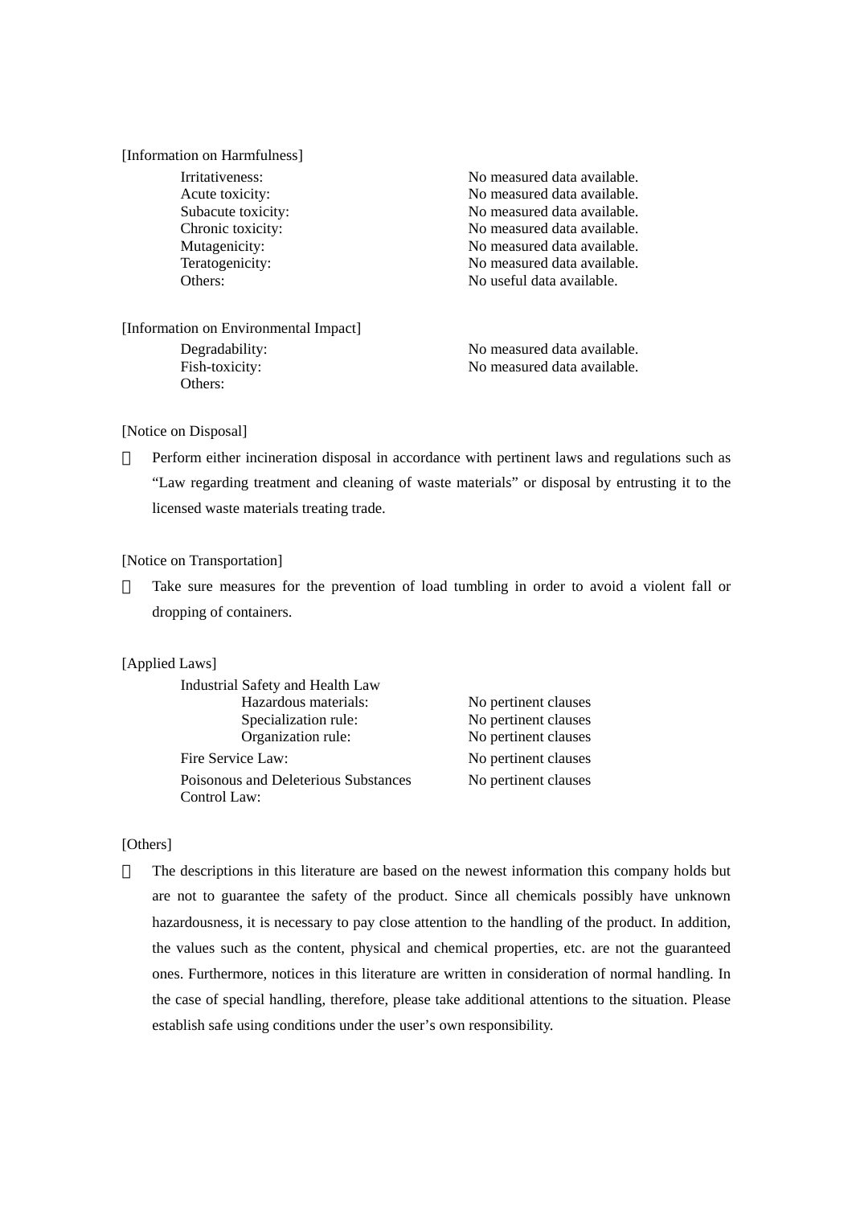[Information on Harmfulness]

| | |
|---|---|
| Irritativeness: | No measured data available. |
| Acute toxicity: | No measured data available. |
| Subacute toxicity: | No measured data available. |
| Chronic toxicity: | No measured data available. |
| Mutagenicity: | No measured data available. |
| Teratogenicity: | No measured data available. |
| Others: | No useful data available. |

[Information on Environmental Impact]

| | |
|---|---|
| Degradability: | No measured data available. |
| Fish-toxicity: | No measured data available. |
| Others: | |

[Notice on Disposal]

- Perform either incineration disposal in accordance with pertinent laws and regulations such as “Law regarding treatment and cleaning of waste materials” or disposal by entrusting it to the licensed waste materials treating trade.

[Notice on Transportation]

- Take sure measures for the prevention of load tumbling in order to avoid a violent fall or dropping of containers.

[Applied Laws]

| | |
|---|---|
| Industrial Safety and Health Law | |
| Hazardous materials: | No pertinent clauses |
| Specialization rule: | No pertinent clauses |
| Organization rule: | No pertinent clauses |
| Fire Service Law: | No pertinent clauses |
| Poisonous and Deleterious Substances Control Law: | No pertinent clauses |

[Others]

- The descriptions in this literature are based on the newest information this company holds but are not to guarantee the safety of the product. Since all chemicals possibly have unknown hazardousness, it is necessary to pay close attention to the handling of the product. In addition, the values such as the content, physical and chemical properties, etc. are not the guaranteed ones. Furthermore, notices in this literature are written in consideration of normal handling. In the case of special handling, therefore, please take additional attentions to the situation. Please establish safe using conditions under the user’s own responsibility.